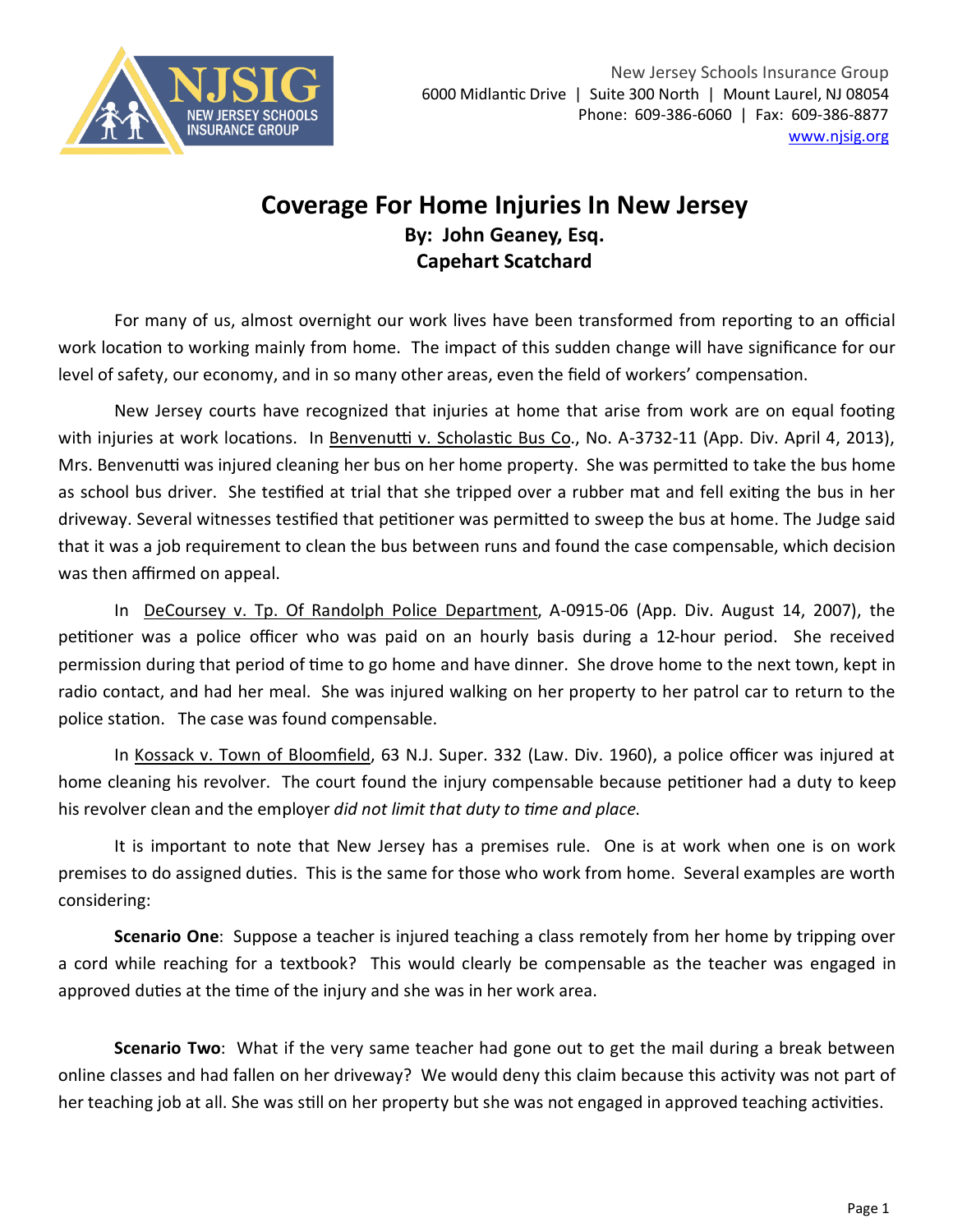New Jersey Schools Insurance Group
6000 Midlantic Drive | Suite 300 North | Mount Laurel, NJ 08054
Phone: 609-386-6060 | Fax: 609-386-8877
www.njsig.org

# Coverage For Home Injuries In New Jersey

**By: John Geaney, Esq.**
**Capehart Scatchard**

For many of us, almost overnight our work lives have been transformed from reporting to an official work location to working mainly from home. The impact of this sudden change will have significance for our level of safety, our economy, and in so many other areas, even the field of workers' compensation.

New Jersey courts have recognized that injuries at home that arise from work are on equal footing with injuries at work locations. In Benvenutti v. Scholastic Bus Co., No. A-3732-11 (App. Div. April 4, 2013), Mrs. Benvenutti was injured cleaning her bus on her home property. She was permitted to take the bus home as school bus driver. She testified at trial that she tripped over a rubber mat and fell exiting the bus in her driveway. Several witnesses testified that petitioner was permitted to sweep the bus at home. The Judge said that it was a job requirement to clean the bus between runs and found the case compensable, which decision was then affirmed on appeal.

In DeCoursey v. Tp. Of Randolph Police Department, A-0915-06 (App. Div. August 14, 2007), the petitioner was a police officer who was paid on an hourly basis during a 12-hour period. She received permission during that period of time to go home and have dinner. She drove home to the next town, kept in radio contact, and had her meal. She was injured walking on her property to her patrol car to return to the police station. The case was found compensable.

In Kossack v. Town of Bloomfield, 63 N.J. Super. 332 (Law. Div. 1960), a police officer was injured at home cleaning his revolver. The court found the injury compensable because petitioner had a duty to keep his revolver clean and the employer *did not limit that duty to time and place.*

It is important to note that New Jersey has a premises rule. One is at work when one is on work premises to do assigned duties. This is the same for those who work from home. Several examples are worth considering:

**Scenario One**: Suppose a teacher is injured teaching a class remotely from her home by tripping over a cord while reaching for a textbook? This would clearly be compensable as the teacher was engaged in approved duties at the time of the injury and she was in her work area.

**Scenario Two**: What if the very same teacher had gone out to get the mail during a break between online classes and had fallen on her driveway? We would deny this claim because this activity was not part of her teaching job at all. She was still on her property but she was not engaged in approved teaching activities.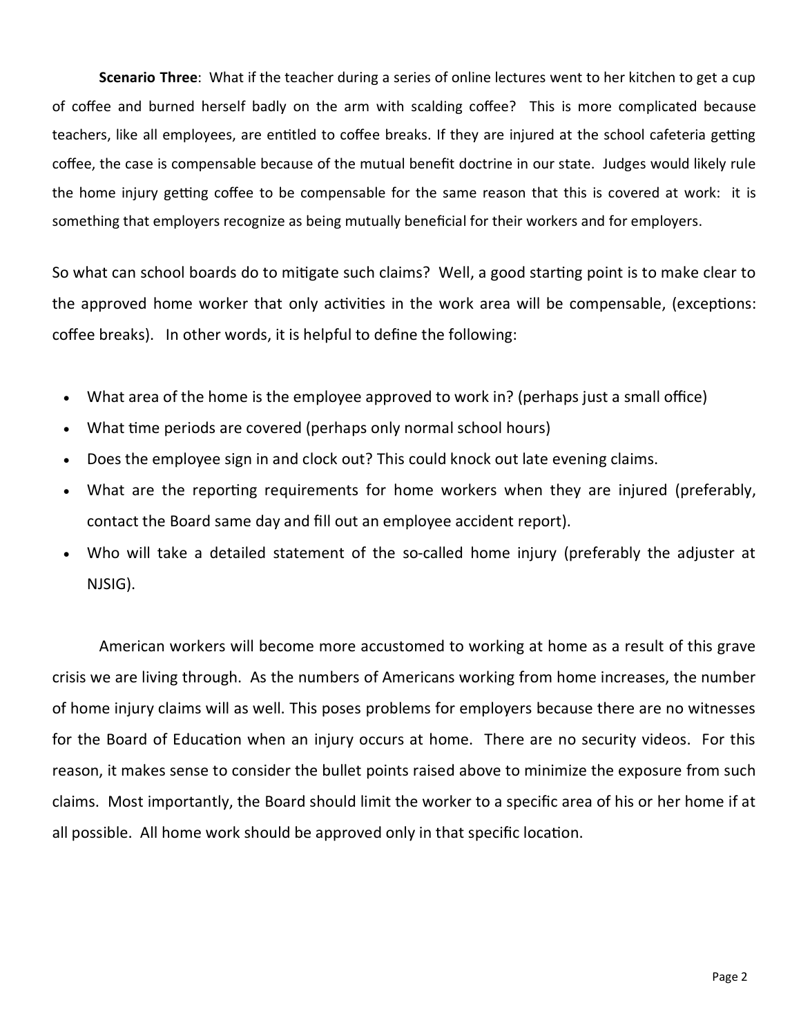**Scenario Three**: What if the teacher during a series of online lectures went to her kitchen to get a cup of coffee and burned herself badly on the arm with scalding coffee? This is more complicated because teachers, like all employees, are entitled to coffee breaks. If they are injured at the school cafeteria getting coffee, the case is compensable because of the mutual benefit doctrine in our state. Judges would likely rule the home injury getting coffee to be compensable for the same reason that this is covered at work: it is something that employers recognize as being mutually beneficial for their workers and for employers.

So what can school boards do to mitigate such claims? Well, a good starting point is to make clear to the approved home worker that only activities in the work area will be compensable, (exceptions: coffee breaks). In other words, it is helpful to define the following:

- What area of the home is the employee approved to work in? (perhaps just a small office)
- What time periods are covered (perhaps only normal school hours)
- Does the employee sign in and clock out? This could knock out late evening claims.
- What are the reporting requirements for home workers when they are injured (preferably, contact the Board same day and fill out an employee accident report).
- Who will take a detailed statement of the so-called home injury (preferably the adjuster at NJSIG).

American workers will become more accustomed to working at home as a result of this grave crisis we are living through. As the numbers of Americans working from home increases, the number of home injury claims will as well. This poses problems for employers because there are no witnesses for the Board of Education when an injury occurs at home. There are no security videos. For this reason, it makes sense to consider the bullet points raised above to minimize the exposure from such claims. Most importantly, the Board should limit the worker to a specific area of his or her home if at all possible. All home work should be approved only in that specific location.